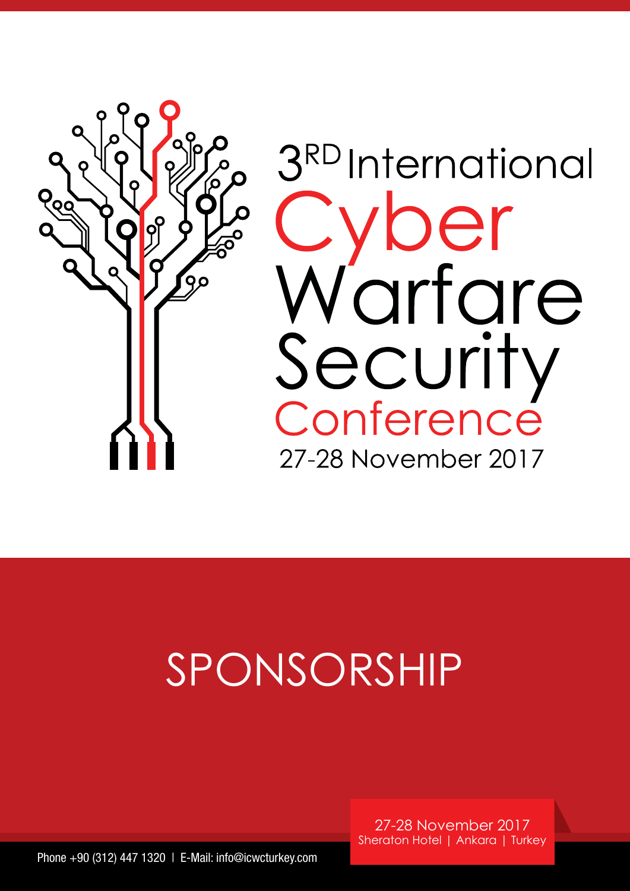# 3[RD] International Cyber Warfare Security Conference

27-28 November 2017

## SPONSORSHIP

27-28 November 2017
Sheraton Hotel | Ankara | Turkey

Phone +90 (312) 447 1320 | E-Mail: info@icwcturkey.com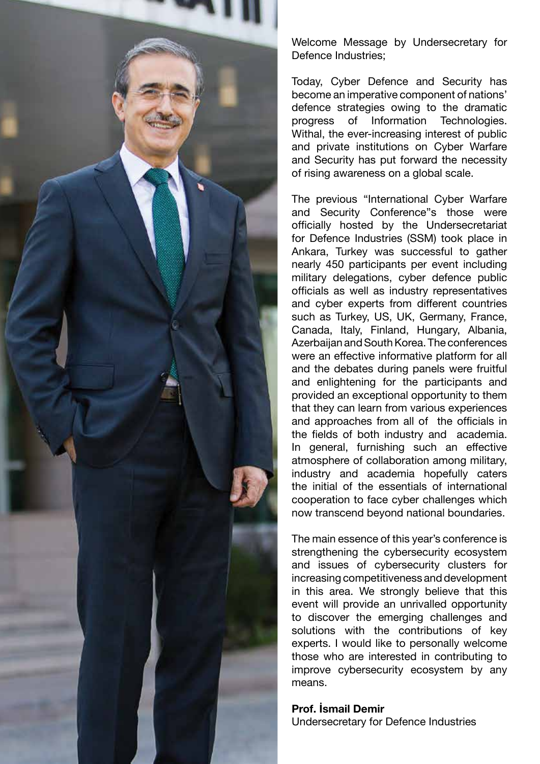Welcome Message by Undersecretary for Defence Industries;

Today, Cyber Defence and Security has become an imperative component of nations' defence strategies owing to the dramatic progress of Information Technologies. Withal, the ever-increasing interest of public and private institutions on Cyber Warfare and Security has put forward the necessity of rising awareness on a global scale.

The previous "International Cyber Warfare and Security Conference"s those were officially hosted by the Undersecretariat for Defence Industries (SSM) took place in Ankara, Turkey was successful to gather nearly 450 participants per event including military delegations, cyber defence public officials as well as industry representatives and cyber experts from different countries such as Turkey, US, UK, Germany, France, Canada, Italy, Finland, Hungary, Albania, Azerbaijan and South Korea. The conferences were an effective informative platform for all and the debates during panels were fruitful and enlightening for the participants and provided an exceptional opportunity to them that they can learn from various experiences and approaches from all of the officials in the fields of both industry and academia. In general, furnishing such an effective atmosphere of collaboration among military, industry and academia hopefully caters the initial of the essentials of international cooperation to face cyber challenges which now transcend beyond national boundaries.

The main essence of this year's conference is strengthening the cybersecurity ecosystem and issues of cybersecurity clusters for increasing competitiveness and development in this area. We strongly believe that this event will provide an unrivalled opportunity to discover the emerging challenges and solutions with the contributions of key experts. I would like to personally welcome those who are interested in contributing to improve cybersecurity ecosystem by any means.

**Prof. İsmail Demir**
Undersecretary for Defence Industries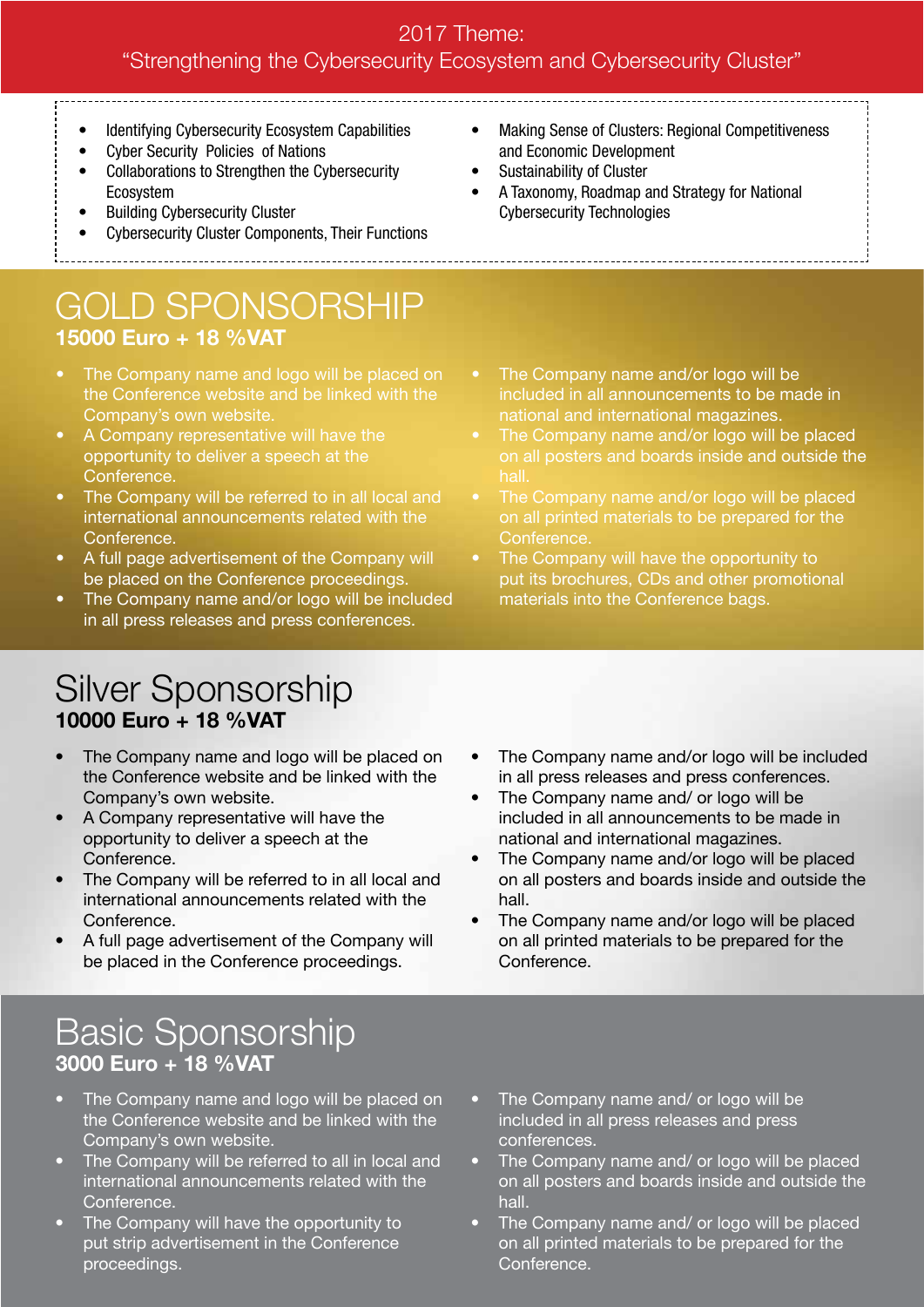2017 Theme:
"Strengthening the Cybersecurity Ecosystem and Cybersecurity Cluster"

- Identifying Cybersecurity Ecosystem Capabilities
- Cyber Security Policies of Nations
- Collaborations to Strengthen the Cybersecurity Ecosystem
- Building Cybersecurity Cluster
- Cybersecurity Cluster Components, Their Functions
- Making Sense of Clusters: Regional Competitiveness and Economic Development
- Sustainability of Cluster
- A Taxonomy, Roadmap and Strategy for National Cybersecurity Technologies

# GOLD SPONSORSHIP

**15000 Euro + 18 %VAT**

- The Company name and logo will be placed on the Conference website and be linked with the Company's own website.
- A Company representative will have the opportunity to deliver a speech at the Conference.
- The Company will be referred to in all local and international announcements related with the Conference.
- A full page advertisement of the Company will be placed on the Conference proceedings.
- The Company name and/or logo will be included in all press releases and press conferences.
- The Company name and/or logo will be included in all announcements to be made in national and international magazines.
- The Company name and/or logo will be placed on all posters and boards inside and outside the hall.
- The Company name and/or logo will be placed on all printed materials to be prepared for the Conference.
- The Company will have the opportunity to put its brochures, CDs and other promotional materials into the Conference bags.

# Silver Sponsorship

**10000 Euro + 18 %VAT**

- The Company name and logo will be placed on the Conference website and be linked with the Company's own website.
- A Company representative will have the opportunity to deliver a speech at the Conference.
- The Company will be referred to in all local and international announcements related with the Conference.
- A full page advertisement of the Company will be placed in the Conference proceedings.
- The Company name and/or logo will be included in all press releases and press conferences.
- The Company name and/ or logo will be included in all announcements to be made in national and international magazines.
- The Company name and/or logo will be placed on all posters and boards inside and outside the hall.
- The Company name and/or logo will be placed on all printed materials to be prepared for the Conference.

# Basic Sponsorship

**3000 Euro + 18 %VAT**

- The Company name and logo will be placed on the Conference website and be linked with the Company's own website.
- The Company will be referred to all in local and international announcements related with the Conference.
- The Company will have the opportunity to put strip advertisement in the Conference proceedings.
- The Company name and/ or logo will be included in all press releases and press conferences.
- The Company name and/ or logo will be placed on all posters and boards inside and outside the hall.
- The Company name and/ or logo will be placed on all printed materials to be prepared for the Conference.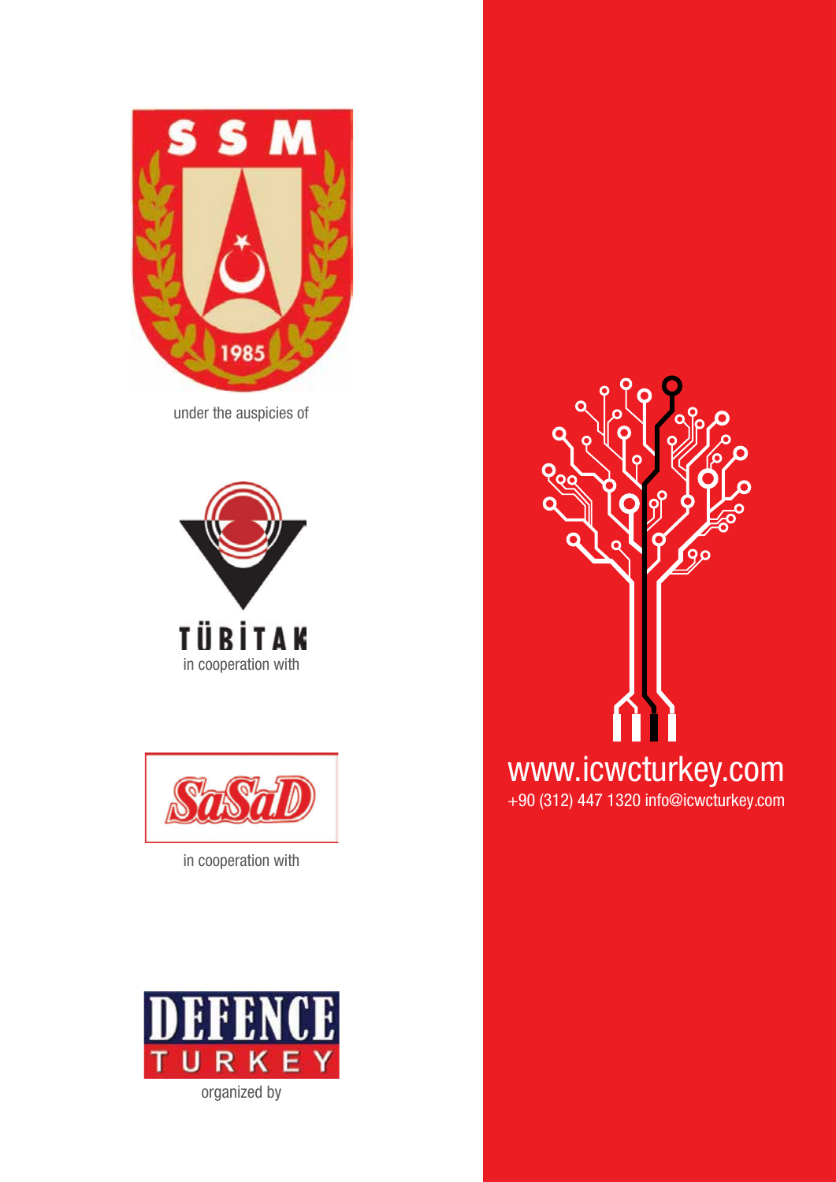SSM

1985

under the auspicies of

TÜBİTAK

in cooperation with

SaSaD

in cooperation with

DEFENCE TURKEY

organized by

www.icwcturkey.com

+90 (312) 447 1320 info@icwcturkey.com